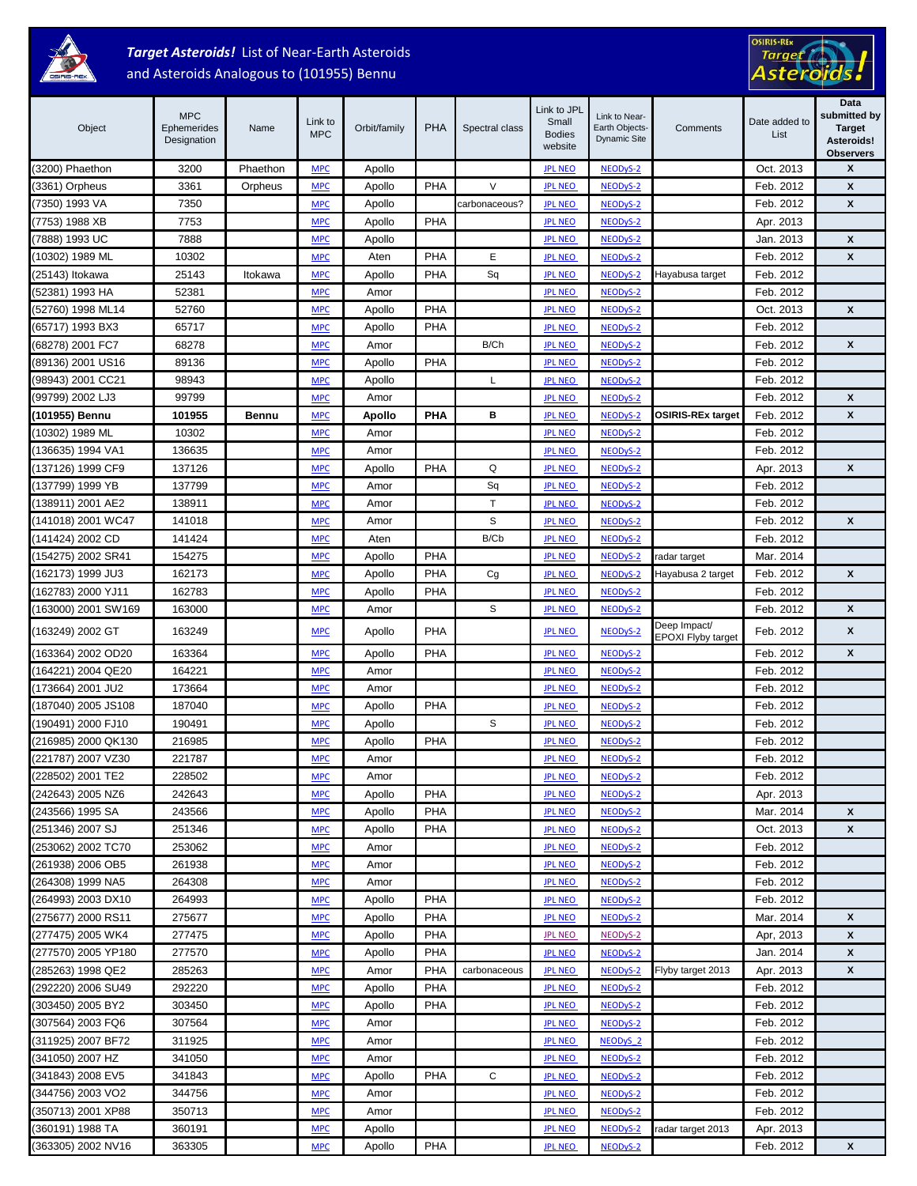# *Target Asteroids!* List of Near-Earth Asteroids and Asteroids Analogous to (101955) Bennu

| Object | MPC Ephemerides Designation | Name | Link to MPC | Orbit/family | PHA | Spectral class | Link to JPL Small Bodies website | Link to Near-Earth Objects-Dynamic Site | Comments | Date added to List | Data submitted by Target Asteroids! Observers |
|---|---|---|---|---|---|---|---|---|---|---|---|
| (3200) Phaethon | 3200 | Phaethon | MPC | Apollo | | | JPL NEO | NEODyS-2 | | Oct. 2013 | X |
| (3361) Orpheus | 3361 | Orpheus | MPC | Apollo | PHA | V | JPL NEO | NEODyS-2 | | Feb. 2012 | X |
| (7350) 1993 VA | 7350 | | MPC | Apollo | | carbonaceous? | JPL NEO | NEODyS-2 | | Feb. 2012 | X |
| (7753) 1988 XB | 7753 | | MPC | Apollo | PHA | | JPL NEO | NEODyS-2 | | Apr. 2013 | |
| (7888) 1993 UC | 7888 | | MPC | Apollo | | | JPL NEO | NEODyS-2 | | Jan. 2013 | X |
| (10302) 1989 ML | 10302 | | MPC | Aten | PHA | E | JPL NEO | NEODyS-2 | | Feb. 2012 | X |
| (25143) Itokawa | 25143 | Itokawa | MPC | Apollo | PHA | Sq | JPL NEO | NEODyS-2 | Hayabusa target | Feb. 2012 | |
| (52381) 1993 HA | 52381 | | MPC | Amor | | | JPL NEO | NEODyS-2 | | Feb. 2012 | |
| (52760) 1998 ML14 | 52760 | | MPC | Apollo | PHA | | JPL NEO | NEODyS-2 | | Oct. 2013 | X |
| (65717) 1993 BX3 | 65717 | | MPC | Apollo | PHA | | JPL NEO | NEODyS-2 | | Feb. 2012 | |
| (68278) 2001 FC7 | 68278 | | MPC | Amor | | B/Ch | JPL NEO | NEODyS-2 | | Feb. 2012 | X |
| (89136) 2001 US16 | 89136 | | MPC | Apollo | PHA | | JPL NEO | NEODyS-2 | | Feb. 2012 | |
| (98943) 2001 CC21 | 98943 | | MPC | Apollo | | L | JPL NEO | NEODyS-2 | | Feb. 2012 | |
| (99799) 2002 LJ3 | 99799 | | MPC | Amor | | | JPL NEO | NEODyS-2 | | Feb. 2012 | X |
| **(101955) Bennu** | **101955** | **Bennu** | MPC | **Apollo** | **PHA** | **B** | JPL NEO | NEODyS-2 | **OSIRIS-REx target** | Feb. 2012 | X |
| (10302) 1989 ML | 10302 | | MPC | Amor | | | JPL NEO | NEODyS-2 | | Feb. 2012 | |
| (136635) 1994 VA1 | 136635 | | MPC | Amor | | | JPL NEO | NEODyS-2 | | Feb. 2012 | |
| (137126) 1999 CF9 | 137126 | | MPC | Apollo | PHA | Q | JPL NEO | NEODyS-2 | | Apr. 2013 | X |
| (137799) 1999 YB | 137799 | | MPC | Amor | | Sq | JPL NEO | NEODyS-2 | | Feb. 2012 | |
| (138911) 2001 AE2 | 138911 | | MPC | Amor | | T | JPL NEO | NEODyS-2 | | Feb. 2012 | |
| (141018) 2001 WC47 | 141018 | | MPC | Amor | | S | JPL NEO | NEODyS-2 | | Feb. 2012 | X |
| (141424) 2002 CD | 141424 | | MPC | Aten | | B/Cb | JPL NEO | NEODyS-2 | | Feb. 2012 | |
| (154275) 2002 SR41 | 154275 | | MPC | Apollo | PHA | | JPL NEO | NEODyS-2 | radar target | Mar. 2014 | |
| (162173) 1999 JU3 | 162173 | | MPC | Apollo | PHA | Cg | JPL NEO | NEODyS-2 | Hayabusa 2 target | Feb. 2012 | X |
| (162783) 2000 YJ11 | 162783 | | MPC | Apollo | PHA | | JPL NEO | NEODyS-2 | | Feb. 2012 | |
| (163000) 2001 SW169 | 163000 | | MPC | Amor | | S | JPL NEO | NEODyS-2 | | Feb. 2012 | X |
| (163249) 2002 GT | 163249 | | MPC | Apollo | PHA | | JPL NEO | NEODyS-2 | Deep Impact/ EPOXI Flyby target | Feb. 2012 | X |
| (163364) 2002 OD20 | 163364 | | MPC | Apollo | PHA | | JPL NEO | NEODyS-2 | | Feb. 2012 | X |
| (164221) 2004 QE20 | 164221 | | MPC | Amor | | | JPL NEO | NEODyS-2 | | Feb. 2012 | |
| (173664) 2001 JU2 | 173664 | | MPC | Amor | | | JPL NEO | NEODyS-2 | | Feb. 2012 | |
| (187040) 2005 JS108 | 187040 | | MPC | Apollo | PHA | | JPL NEO | NEODyS-2 | | Feb. 2012 | |
| (190491) 2000 FJ10 | 190491 | | MPC | Apollo | | S | JPL NEO | NEODyS-2 | | Feb. 2012 | |
| (216985) 2000 QK130 | 216985 | | MPC | Apollo | PHA | | JPL NEO | NEODyS-2 | | Feb. 2012 | |
| (221787) 2007 VZ30 | 221787 | | MPC | Amor | | | JPL NEO | NEODyS-2 | | Feb. 2012 | |
| (228502) 2001 TE2 | 228502 | | MPC | Amor | | | JPL NEO | NEODyS-2 | | Feb. 2012 | |
| (242643) 2005 NZ6 | 242643 | | MPC | Apollo | PHA | | JPL NEO | NEODyS-2 | | Apr. 2013 | |
| (243566) 1995 SA | 243566 | | MPC | Apollo | PHA | | JPL NEO | NEODyS-2 | | Mar. 2014 | X |
| (251346) 2007 SJ | 251346 | | MPC | Apollo | PHA | | JPL NEO | NEODyS-2 | | Oct. 2013 | X |
| (253062) 2002 TC70 | 253062 | | MPC | Amor | | | JPL NEO | NEODyS-2 | | Feb. 2012 | |
| (261938) 2006 OB5 | 261938 | | MPC | Amor | | | JPL NEO | NEODyS-2 | | Feb. 2012 | |
| (264308) 1999 NA5 | 264308 | | MPC | Amor | | | JPL NEO | NEODyS-2 | | Feb. 2012 | |
| (264993) 2003 DX10 | 264993 | | MPC | Apollo | PHA | | JPL NEO | NEODyS-2 | | Feb. 2012 | |
| (275677) 2000 RS11 | 275677 | | MPC | Apollo | PHA | | JPL NEO | NEODyS-2 | | Mar. 2014 | X |
| (277475) 2005 WK4 | 277475 | | MPC | Apollo | PHA | | JPL NEO | NEODyS-2 | | Apr, 2013 | X |
| (277570) 2005 YP180 | 277570 | | MPC | Apollo | PHA | | JPL NEO | NEODyS-2 | | Jan. 2014 | X |
| (285263) 1998 QE2 | 285263 | | MPC | Amor | PHA | carbonaceous | JPL NEO | NEODyS-2 | Flyby target 2013 | Apr. 2013 | X |
| (292220) 2006 SU49 | 292220 | | MPC | Apollo | PHA | | JPL NEO | NEODyS-2 | | Feb. 2012 | |
| (303450) 2005 BY2 | 303450 | | MPC | Apollo | PHA | | JPL NEO | NEODyS-2 | | Feb. 2012 | |
| (307564) 2003 FQ6 | 307564 | | MPC | Amor | | | JPL NEO | NEODyS-2 | | Feb. 2012 | |
| (311925) 2007 BF72 | 311925 | | MPC | Amor | | | JPL NEO | NEODyS_2 | | Feb. 2012 | |
| (341050) 2007 HZ | 341050 | | MPC | Amor | | | JPL NEO | NEODyS-2 | | Feb. 2012 | |
| (341843) 2008 EV5 | 341843 | | MPC | Apollo | PHA | C | JPL NEO | NEODyS-2 | | Feb. 2012 | |
| (344756) 2003 VO2 | 344756 | | MPC | Amor | | | JPL NEO | NEODyS-2 | | Feb. 2012 | |
| (350713) 2001 XP88 | 350713 | | MPC | Amor | | | JPL NEO | NEODyS-2 | | Feb. 2012 | |
| (360191) 1988 TA | 360191 | | MPC | Apollo | | | JPL NEO | NEODyS-2 | radar target 2013 | Apr. 2013 | |
| (363305) 2002 NV16 | 363305 | | MPC | Apollo | PHA | | JPL NEO | NEODyS-2 | | Feb. 2012 | X |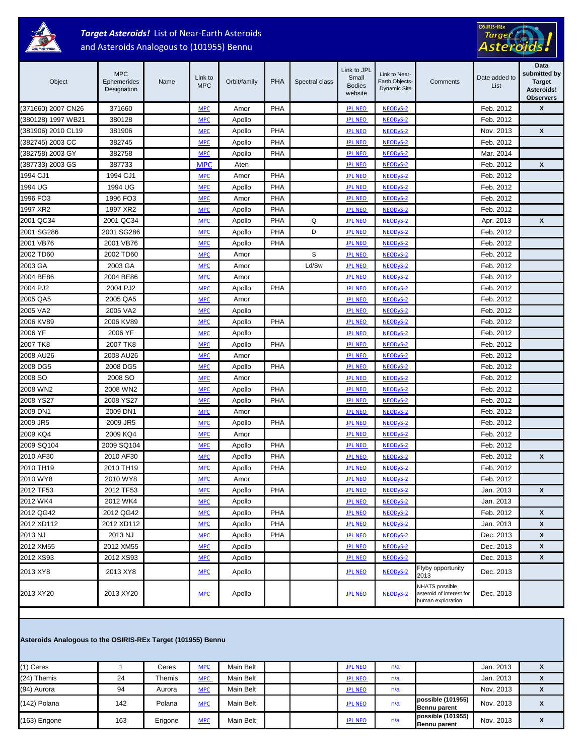# *Target Asteroids!* List of Near-Earth Asteroids and Asteroids Analogous to (101955) Bennu

| Object | MPC Ephemerides Designation | Name | Link to MPC | Orbit/family | PHA | Spectral class | Link to JPL Small Bodies website | Link to Near-Earth Objects-Dynamic Site | Comments | Date added to List | Data submitted by Target Asteroids! Observers |
|---|---|---|---|---|---|---|---|---|---|---|---|
| (371660) 2007 CN26 | 371660 | | MPC | Amor | PHA | | JPL NEO | NEODyS-2 | | Feb. 2012 | X |
| (380128) 1997 WB21 | 380128 | | MPC | Apollo | | | JPL NEO | NEODyS-2 | | Feb. 2012 | |
| (381906) 2010 CL19 | 381906 | | MPC | Apollo | PHA | | JPL NEO | NEODyS-2 | | Nov. 2013 | X |
| (382745) 2003 CC | 382745 | | MPC | Apollo | PHA | | JPL NEO | NEODyS-2 | | Feb. 2012 | |
| (382758) 2003 GY | 382758 | | MPC | Apollo | PHA | | JPL NEO | NEODyS-2 | | Mar. 2014 | |
| (387733) 2003 GS | 387733 | | MPC | Aten | | | JPL NEO | NEODyS-2 | | Feb. 2012 | X |
| 1994 CJ1 | 1994 CJ1 | | MPC | Amor | PHA | | JPL NEO | NEODyS-2 | | Feb. 2012 | |
| 1994 UG | 1994 UG | | MPC | Apollo | PHA | | JPL NEO | NEODyS-2 | | Feb. 2012 | |
| 1996 FO3 | 1996 FO3 | | MPC | Amor | PHA | | JPL NEO | NEODyS-2 | | Feb. 2012 | |
| 1997 XR2 | 1997 XR2 | | MPC | Apollo | PHA | | JPL NEO | NEODyS-2 | | Feb. 2012 | |
| 2001 QC34 | 2001 QC34 | | MPC | Apollo | PHA | Q | JPL NEO | NEODyS-2 | | Apr. 2013 | X |
| 2001 SG286 | 2001 SG286 | | MPC | Apollo | PHA | D | JPL NEO | NEODyS-2 | | Feb. 2012 | |
| 2001 VB76 | 2001 VB76 | | MPC | Apollo | PHA | | JPL NEO | NEODyS-2 | | Feb. 2012 | |
| 2002 TD60 | 2002 TD60 | | MPC | Amor | | S | JPL NEO | NEODyS-2 | | Feb. 2012 | |
| 2003 GA | 2003 GA | | MPC | Amor | | Ld/Sw | JPL NEO | NEODyS-2 | | Feb. 2012 | |
| 2004 BE86 | 2004 BE86 | | MPC | Amor | | | JPL NEO | NEODyS-2 | | Feb. 2012 | |
| 2004 PJ2 | 2004 PJ2 | | MPC | Apollo | PHA | | JPL NEO | NEODyS-2 | | Feb. 2012 | |
| 2005 QA5 | 2005 QA5 | | MPC | Amor | | | JPL NEO | NEODyS-2 | | Feb. 2012 | |
| 2005 VA2 | 2005 VA2 | | MPC | Apollo | | | JPL NEO | NEODyS-2 | | Feb. 2012 | |
| 2006 KV89 | 2006 KV89 | | MPC | Apollo | PHA | | JPL NEO | NEODyS-2 | | Feb. 2012 | |
| 2006 YF | 2006 YF | | MPC | Apollo | | | JPL NEO | NEODyS-2 | | Feb. 2012 | |
| 2007 TK8 | 2007 TK8 | | MPC | Apollo | PHA | | JPL NEO | NEODyS-2 | | Feb. 2012 | |
| 2008 AU26 | 2008 AU26 | | MPC | Amor | | | JPL NEO | NEODyS-2 | | Feb. 2012 | |
| 2008 DG5 | 2008 DG5 | | MPC | Apollo | PHA | | JPL NEO | NEODyS-2 | | Feb. 2012 | |
| 2008 SO | 2008 SO | | MPC | Amor | | | JPL NEO | NEODyS-2 | | Feb. 2012 | |
| 2008 WN2 | 2008 WN2 | | MPC | Apollo | PHA | | JPL NEO | NEODyS-2 | | Feb. 2012 | |
| 2008 YS27 | 2008 YS27 | | MPC | Apollo | PHA | | JPL NEO | NEODyS-2 | | Feb. 2012 | |
| 2009 DN1 | 2009 DN1 | | MPC | Amor | | | JPL NEO | NEODyS-2 | | Feb. 2012 | |
| 2009 JR5 | 2009 JR5 | | MPC | Apollo | PHA | | JPL NEO | NEODyS-2 | | Feb. 2012 | |
| 2009 KQ4 | 2009 KQ4 | | MPC | Amor | | | JPL NEO | NEODyS-2 | | Feb. 2012 | |
| 2009 SQ104 | 2009 SQ104 | | MPC | Apollo | PHA | | JPL NEO | NEODyS-2 | | Feb. 2012 | |
| 2010 AF30 | 2010 AF30 | | MPC | Apollo | PHA | | JPL NEO | NEODyS-2 | | Feb. 2012 | X |
| 2010 TH19 | 2010 TH19 | | MPC | Apollo | PHA | | JPL NEO | NEODyS-2 | | Feb. 2012 | |
| 2010 WY8 | 2010 WY8 | | MPC | Amor | | | JPL NEO | NEODyS-2 | | Feb. 2012 | |
| 2012 TF53 | 2012 TF53 | | MPC | Apollo | PHA | | JPL NEO | NEODyS-2 | | Jan. 2013 | X |
| 2012 WK4 | 2012 WK4 | | MPC | Apollo | | | JPL NEO | NEODyS-2 | | Jan. 2013 | |
| 2012 QG42 | 2012 QG42 | | MPC | Apollo | PHA | | JPL NEO | NEODyS-2 | | Feb. 2012 | X |
| 2012 XD112 | 2012 XD112 | | MPC | Apollo | PHA | | JPL NEO | NEODyS-2 | | Jan. 2013 | X |
| 2013 NJ | 2013 NJ | | MPC | Apollo | PHA | | JPL NEO | NEODyS-2 | | Dec. 2013 | X |
| 2012 XM55 | 2012 XM55 | | MPC | Apollo | | | JPL NEO | NEODyS-2 | | Dec. 2013 | X |
| 2012 XS93 | 2012 XS93 | | MPC | Apollo | | | JPL NEO | NEODyS-2 | | Dec. 2013 | X |
| 2013 XY8 | 2013 XY8 | | MPC | Apollo | | | JPL NEO | NEODyS-2 | Flyby opportunity 2013 | Dec. 2013 | |
| 2013 XY20 | 2013 XY20 | | MPC | Apollo | | | JPL NEO | NEODyS-2 | NHATS possible asteroid of interest for human exploration | Dec. 2013 | |

**Asteroids Analogous to the OSIRIS-REx Target (101955) Bennu**

| Object | MPC Ephemerides Designation | Name | Link to MPC | Orbit/family | PHA | Spectral class | Link to JPL Small Bodies website | Link to Near-Earth Objects-Dynamic Site | Comments | Date added to List | Data submitted by Target Asteroids! Observers |
|---|---|---|---|---|---|---|---|---|---|---|---|
| (1) Ceres | 1 | Ceres | MPC | Main Belt | | | JPL NEO | n/a | | Jan. 2013 | X |
| (24) Themis | 24 | Themis | MPC | Main Belt | | | JPL NEO | n/a | | Jan. 2013 | X |
| (94) Aurora | 94 | Aurora | MPC | Main Belt | | | JPL NEO | n/a | | Nov. 2013 | X |
| (142) Polana | 142 | Polana | MPC | Main Belt | | | JPL NEO | n/a | **possible (101955) Bennu parent** | Nov. 2013 | X |
| (163) Erigone | 163 | Erigone | MPC | Main Belt | | | JPL NEO | n/a | **possible (101955) Bennu parent** | Nov. 2013 | X |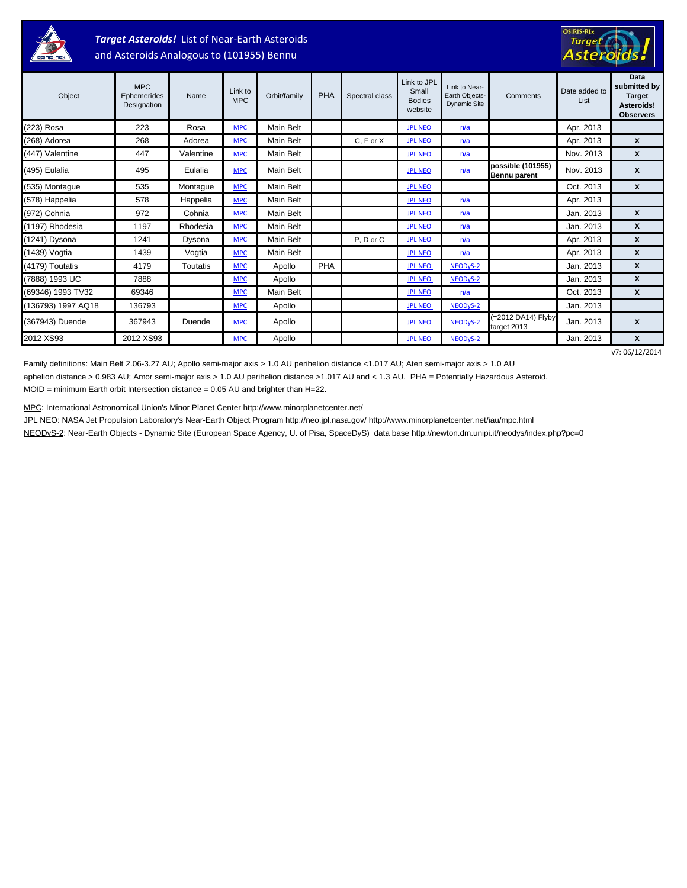# *Target Asteroids!* List of Near-Earth Asteroids and Asteroids Analogous to (101955) Bennu

| Object | MPC Ephemerides Designation | Name | Link to MPC | Orbit/family | PHA | Spectral class | Link to JPL Small Bodies website | Link to Near-Earth Objects-Dynamic Site | Comments | Date added to List | Data submitted by Target Asteroids! Observers |
|---|---|---|---|---|---|---|---|---|---|---|---|
| (223) Rosa | 223 | Rosa | MPC | Main Belt | | | JPL NEO | n/a | | Apr. 2013 | |
| (268) Adorea | 268 | Adorea | MPC | Main Belt | | C, F or X | JPL NEO | n/a | | Apr. 2013 | X |
| (447) Valentine | 447 | Valentine | MPC | Main Belt | | | JPL NEO | n/a | | Nov. 2013 | X |
| (495) Eulalia | 495 | Eulalia | MPC | Main Belt | | | JPL NEO | n/a | **possible (101955) Bennu parent** | Nov. 2013 | X |
| (535) Montague | 535 | Montague | MPC | Main Belt | | | JPL NEO | | | Oct. 2013 | X |
| (578) Happelia | 578 | Happelia | MPC | Main Belt | | | JPL NEO | n/a | | Apr. 2013 | |
| (972) Cohnia | 972 | Cohnia | MPC | Main Belt | | | JPL NEO | n/a | | Jan. 2013 | X |
| (1197) Rhodesia | 1197 | Rhodesia | MPC | Main Belt | | | JPL NEO | n/a | | Jan. 2013 | X |
| (1241) Dysona | 1241 | Dysona | MPC | Main Belt | | P, D or C | JPL NEO | n/a | | Apr. 2013 | X |
| (1439) Vogtia | 1439 | Vogtia | MPC | Main Belt | | | JPL NEO | n/a | | Apr. 2013 | X |
| (4179) Toutatis | 4179 | Toutatis | MPC | Apollo | PHA | | JPL NEO | NEODyS-2 | | Jan. 2013 | X |
| (7888) 1993 UC | 7888 | | MPC | Apollo | | | JPL NEO | NEODyS-2 | | Jan. 2013 | X |
| (69346) 1993 TV32 | 69346 | | MPC | Main Belt | | | JPL NEO | n/a | | Oct. 2013 | X |
| (136793) 1997 AQ18 | 136793 | | MPC | Apollo | | | JPL NEO | NEODyS-2 | | Jan. 2013 | |
| (367943) Duende | 367943 | Duende | MPC | Apollo | | | JPL NEO | NEODyS-2 | (=2012 DA14) Flyby target 2013 | Jan. 2013 | X |
| 2012 XS93 | 2012 XS93 | | MPC | Apollo | | | JPL NEO | NEODyS-2 | | Jan. 2013 | X |

v7: 06/12/2014

Family definitions: Main Belt 2.06-3.27 AU; Apollo semi-major axis > 1.0 AU perihelion distance <1.017 AU; Aten semi-major axis > 1.0 AU aphelion distance > 0.983 AU; Amor semi-major axis > 1.0 AU perihelion distance >1.017 AU and < 1.3 AU. PHA = Potentially Hazardous Asteroid. MOID = minimum Earth orbit Intersection distance = 0.05 AU and brighter than H=22.

MPC: International Astronomical Union's Minor Planet Center http://www.minorplanetcenter.net/

JPL NEO: NASA Jet Propulsion Laboratory's Near-Earth Object Program http://neo.jpl.nasa.gov/ http://www.minorplanetcenter.net/iau/mpc.html

NEODyS-2: Near-Earth Objects - Dynamic Site (European Space Agency, U. of Pisa, SpaceDyS) data base http://newton.dm.unipi.it/neodys/index.php?pc=0